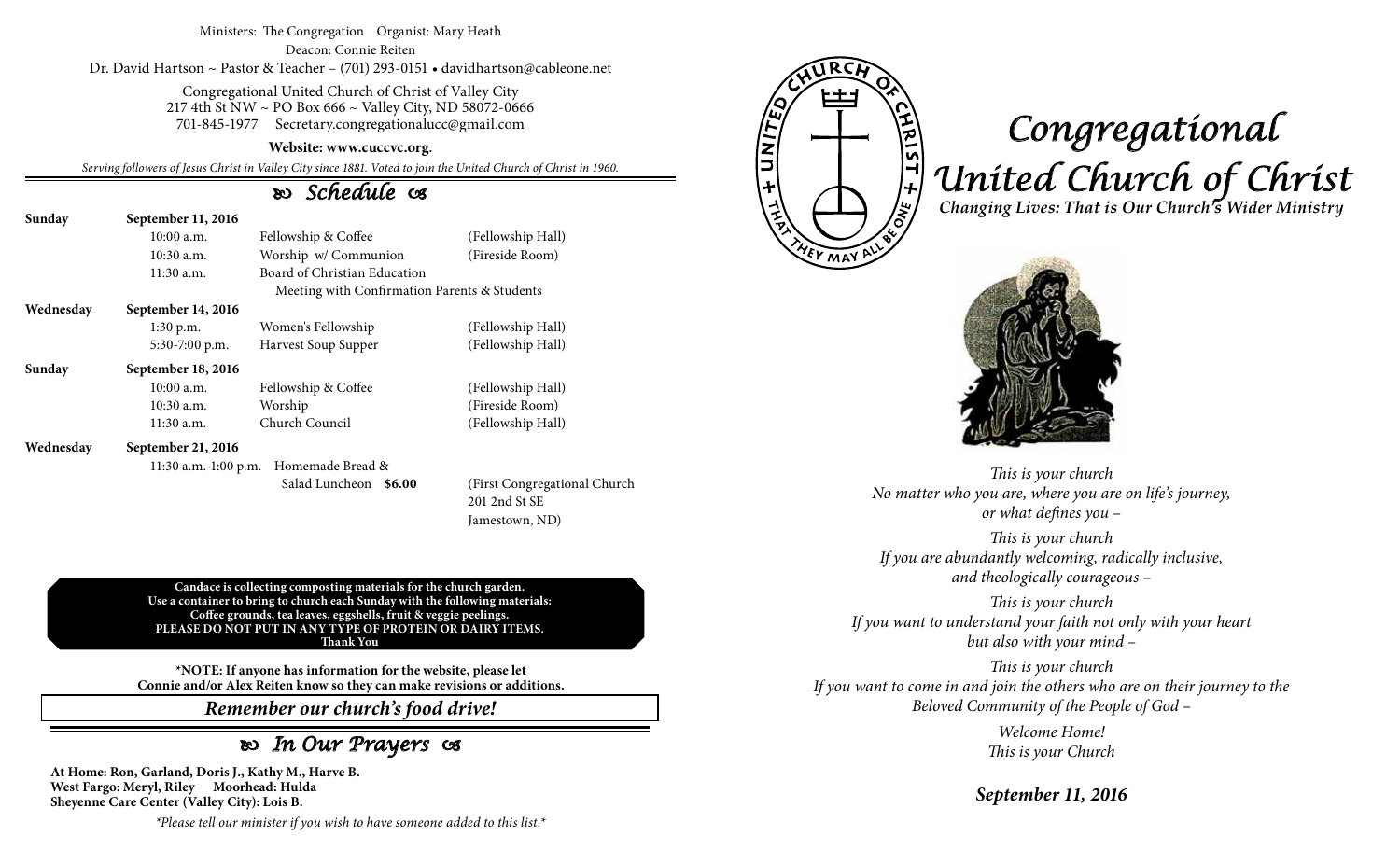Ministers: The Congregation Organist: Mary Heath

Deacon: Connie Reiten

Dr. David Hartson ~ Pastor & Teacher – (701) 293-0151 • davidhartson@cableone.net

Congregational United Church of Christ of Valley City
217 4th St NW ~ PO Box 666 ~ Valley City, ND 58072-0666
701-845-1977 Secretary.congregationalucc@gmail.com

**Website: www.cuccvc.org.**

*Serving followers of Jesus Christ in Valley City since 1881. Voted to join the United Church of Christ in 1960.*

## *Schedule*

| | | | |
|---|---|---|---|
| **Sunday** | **September 11, 2016** | | |
| | 10:00 a.m. | Fellowship & Coffee | (Fellowship Hall) |
| | 10:30 a.m. | Worship w/ Communion | (Fireside Room) |
| | 11:30 a.m. | Board of Christian Education Meeting with Confirmation Parents & Students | |
| **Wednesday** | **September 14, 2016** | | |
| | 1:30 p.m. | Women's Fellowship | (Fellowship Hall) |
| | 5:30-7:00 p.m. | Harvest Soup Supper | (Fellowship Hall) |
| **Sunday** | **September 18, 2016** | | |
| | 10:00 a.m. | Fellowship & Coffee | (Fellowship Hall) |
| | 10:30 a.m. | Worship | (Fireside Room) |
| | 11:30 a.m. | Church Council | (Fellowship Hall) |
| **Wednesday** | **September 21, 2016** | | |
| | 11:30 a.m.-1:00 p.m. | Homemade Bread & Salad Luncheon **$6.00** | (First Congregational Church 201 2nd St SE Jamestown, ND) |

**Candace is collecting composting materials for the church garden.**
**Use a container to bring to church each Sunday with the following materials:**
**Coffee grounds, tea leaves, eggshells, fruit & veggie peelings.**
**PLEASE DO NOT PUT IN ANY TYPE OF PROTEIN OR DAIRY ITEMS.**
**Thank You**

**\*NOTE: If anyone has information for the website, please let Connie and/or Alex Reiten know so they can make revisions or additions.**

***Remember our church's food drive!***

## *In Our Prayers*

**At Home: Ron, Garland, Doris J., Kathy M., Harve B.**
**West Fargo: Meryl, Riley Moorhead: Hulda**
**Sheyenne Care Center (Valley City): Lois B.**

*\*Please tell our minister if you wish to have someone added to this list.\**

UNITED CHURCH OF CHRIST + THAT THEY MAY ALL BE ONE

# *Congregational United Church of Christ*

***Changing Lives: That is Our Church's Wider Ministry***

*This is your church*
*No matter who you are, where you are on life's journey, or what defines you –*

*This is your church*
*If you are abundantly welcoming, radically inclusive, and theologically courageous –*

*This is your church*
*If you want to understand your faith not only with your heart but also with your mind –*

*This is your church*
*If you want to come in and join the others who are on their journey to the Beloved Community of the People of God –*

*Welcome Home!*
*This is your Church*

***September 11, 2016***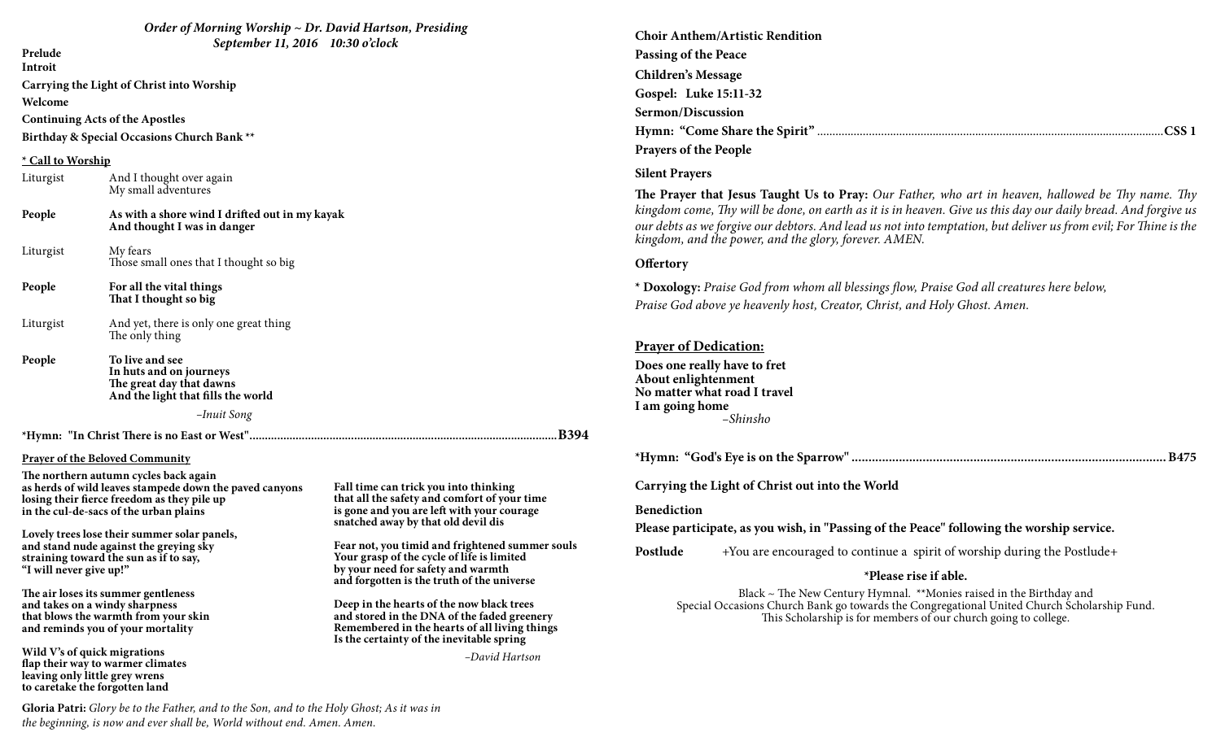## *Order of Morning Worship ~ Dr. David Hartson, Presiding*
### *September 11, 2016 10:30 o'clock*

**Prelude**

**Introit**

**Carrying the Light of Christ into Worship**

**Welcome**

**Continuing Acts of the Apostles**

**Birthday & Special Occasions Church Bank \*\***

**\* Call to Worship**

Liturgist — And I thought over again
My small adventures

**People — As with a shore wind I drifted out in my kayak
And thought I was in danger**

Liturgist — My fears
Those small ones that I thought so big

**People — For all the vital things
That I thought so big**

Liturgist — And yet, there is only one great thing
The only thing

**People — To live and see
In huts and on journeys
The great day that dawns
And the light that fills the world**

*–Inuit Song*

**\*Hymn: "In Christ There is no East or West"....................B394**

**Prayer of the Beloved Community**

**The northern autumn cycles back again
as herds of wild leaves stampede down the paved canyons
losing their fierce freedom as they pile up
in the cul-de-sacs of the urban plains**

**Lovely trees lose their summer solar panels,
and stand nude against the greying sky
straining toward the sun as if to say,
"I will never give up!"**

**The air loses its summer gentleness
and takes on a windy sharpness
that blows the warmth from your skin
and reminds you of your mortality**

**Wild V's of quick migrations
flap their way to warmer climates
leaving only little grey wrens
to caretake the forgotten land**

**Fall time can trick you into thinking
that all the safety and comfort of your time
is gone and you are left with your courage
snatched away by that old devil dis**

**Fear not, you timid and frightened summer souls
Your grasp of the cycle of life is limited
by your need for safety and warmth
and forgotten is the truth of the universe**

**Deep in the hearts of the now black trees
and stored in the DNA of the faded greenery
Remembered in the hearts of all living things
Is the certainty of the inevitable spring**

*–David Hartson*

**Gloria Patri:** *Glory be to the Father, and to the Son, and to the Holy Ghost; As it was in the beginning, is now and ever shall be, World without end. Amen. Amen.*

**Choir Anthem/Artistic Rendition**

**Passing of the Peace**

**Children's Message**

**Gospel: Luke 15:11-32**

**Sermon/Discussion**

**Hymn: "Come Share the Spirit"....................CSS 1**

**Prayers of the People**

**Silent Prayers**

**The Prayer that Jesus Taught Us to Pray:** *Our Father, who art in heaven, hallowed be Thy name. Thy kingdom come, Thy will be done, on earth as it is in heaven. Give us this day our daily bread. And forgive us our debts as we forgive our debtors. And lead us not into temptation, but deliver us from evil; For Thine is the kingdom, and the power, and the glory, forever. AMEN.*

**Offertory**

\* **Doxology:** *Praise God from whom all blessings flow, Praise God all creatures here below,
Praise God above ye heavenly host, Creator, Christ, and Holy Ghost. Amen.*

**Prayer of Dedication:**

**Does one really have to fret
About enlightenment
No matter what road I travel
I am going home**

*–Shinsho*

**\*Hymn: "God's Eye is on the Sparrow"....................B475**

**Carrying the Light of Christ out into the World**

**Benediction**

**Please participate, as you wish, in "Passing of the Peace" following the worship service.**

**Postlude** — +You are encouraged to continue a spirit of worship during the Postlude+

**\*Please rise if able.**

Black ~ The New Century Hymnal. \*\*Monies raised in the Birthday and Special Occasions Church Bank go towards the Congregational United Church Scholarship Fund. This Scholarship is for members of our church going to college.